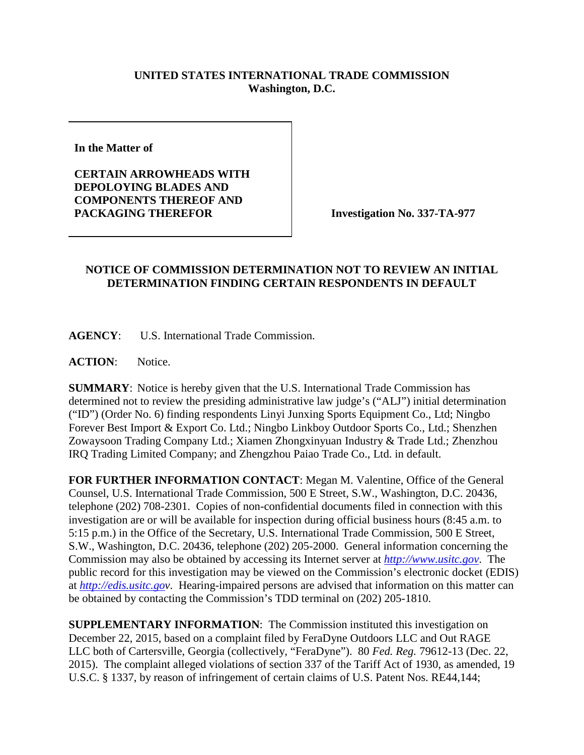**UNITED STATES INTERNATIONAL TRADE COMMISSION**
**Washington, D.C.**

**In the Matter of**

**CERTAIN ARROWHEADS WITH DEPOLOYING BLADES AND COMPONENTS THEREOF AND PACKAGING THEREFOR**

**Investigation No. 337-TA-977**

## NOTICE OF COMMISSION DETERMINATION NOT TO REVIEW AN INITIAL DETERMINATION FINDING CERTAIN RESPONDENTS IN DEFAULT

**AGENCY**: U.S. International Trade Commission.

**ACTION**: Notice.

**SUMMARY**: Notice is hereby given that the U.S. International Trade Commission has determined not to review the presiding administrative law judge's ("ALJ") initial determination ("ID") (Order No. 6) finding respondents Linyi Junxing Sports Equipment Co., Ltd; Ningbo Forever Best Import & Export Co. Ltd.; Ningbo Linkboy Outdoor Sports Co., Ltd.; Shenzhen Zowaysoon Trading Company Ltd.; Xiamen Zhongxinyuan Industry & Trade Ltd.; Zhenzhou IRQ Trading Limited Company; and Zhengzhou Paiao Trade Co., Ltd. in default.

**FOR FURTHER INFORMATION CONTACT**: Megan M. Valentine, Office of the General Counsel, U.S. International Trade Commission, 500 E Street, S.W., Washington, D.C. 20436, telephone (202) 708-2301. Copies of non-confidential documents filed in connection with this investigation are or will be available for inspection during official business hours (8:45 a.m. to 5:15 p.m.) in the Office of the Secretary, U.S. International Trade Commission, 500 E Street, S.W., Washington, D.C. 20436, telephone (202) 205-2000. General information concerning the Commission may also be obtained by accessing its Internet server at *http://www.usitc.gov*. The public record for this investigation may be viewed on the Commission's electronic docket (EDIS) at *http://edis.usitc.gov*. Hearing-impaired persons are advised that information on this matter can be obtained by contacting the Commission's TDD terminal on (202) 205-1810.

**SUPPLEMENTARY INFORMATION**: The Commission instituted this investigation on December 22, 2015, based on a complaint filed by FeraDyne Outdoors LLC and Out RAGE LLC both of Cartersville, Georgia (collectively, "FeraDyne"). 80 *Fed. Reg.* 79612-13 (Dec. 22, 2015). The complaint alleged violations of section 337 of the Tariff Act of 1930, as amended, 19 U.S.C. § 1337, by reason of infringement of certain claims of U.S. Patent Nos. RE44,144;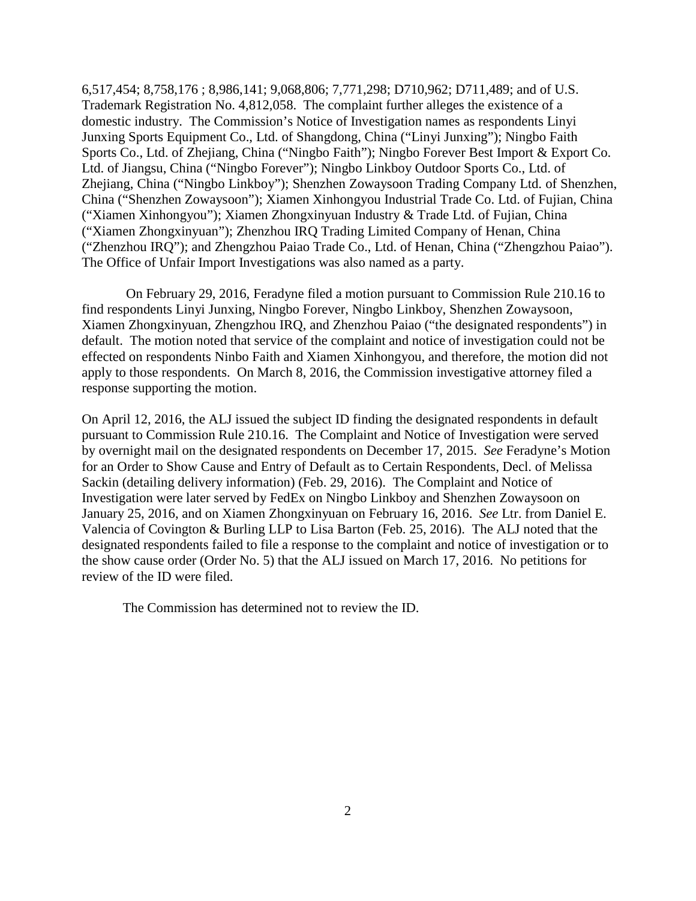6,517,454; 8,758,176 ; 8,986,141; 9,068,806; 7,771,298; D710,962; D711,489; and of U.S. Trademark Registration No. 4,812,058. The complaint further alleges the existence of a domestic industry. The Commission's Notice of Investigation names as respondents Linyi Junxing Sports Equipment Co., Ltd. of Shangdong, China ("Linyi Junxing"); Ningbo Faith Sports Co., Ltd. of Zhejiang, China ("Ningbo Faith"); Ningbo Forever Best Import & Export Co. Ltd. of Jiangsu, China ("Ningbo Forever"); Ningbo Linkboy Outdoor Sports Co., Ltd. of Zhejiang, China ("Ningbo Linkboy"); Shenzhen Zowaysoon Trading Company Ltd. of Shenzhen, China ("Shenzhen Zowaysoon"); Xiamen Xinhongyou Industrial Trade Co. Ltd. of Fujian, China ("Xiamen Xinhongyou"); Xiamen Zhongxinyuan Industry & Trade Ltd. of Fujian, China ("Xiamen Zhongxinyuan"); Zhenzhou IRQ Trading Limited Company of Henan, China ("Zhenzhou IRQ"); and Zhengzhou Paiao Trade Co., Ltd. of Henan, China ("Zhengzhou Paiao"). The Office of Unfair Import Investigations was also named as a party.

On February 29, 2016, Feradyne filed a motion pursuant to Commission Rule 210.16 to find respondents Linyi Junxing, Ningbo Forever, Ningbo Linkboy, Shenzhen Zowaysoon, Xiamen Zhongxinyuan, Zhengzhou IRQ, and Zhenzhou Paiao ("the designated respondents") in default. The motion noted that service of the complaint and notice of investigation could not be effected on respondents Ninbo Faith and Xiamen Xinhongyou, and therefore, the motion did not apply to those respondents. On March 8, 2016, the Commission investigative attorney filed a response supporting the motion.

On April 12, 2016, the ALJ issued the subject ID finding the designated respondents in default pursuant to Commission Rule 210.16. The Complaint and Notice of Investigation were served by overnight mail on the designated respondents on December 17, 2015. *See* Feradyne's Motion for an Order to Show Cause and Entry of Default as to Certain Respondents, Decl. of Melissa Sackin (detailing delivery information) (Feb. 29, 2016). The Complaint and Notice of Investigation were later served by FedEx on Ningbo Linkboy and Shenzhen Zowaysoon on January 25, 2016, and on Xiamen Zhongxinyuan on February 16, 2016. *See* Ltr. from Daniel E. Valencia of Covington & Burling LLP to Lisa Barton (Feb. 25, 2016). The ALJ noted that the designated respondents failed to file a response to the complaint and notice of investigation or to the show cause order (Order No. 5) that the ALJ issued on March 17, 2016. No petitions for review of the ID were filed.

The Commission has determined not to review the ID.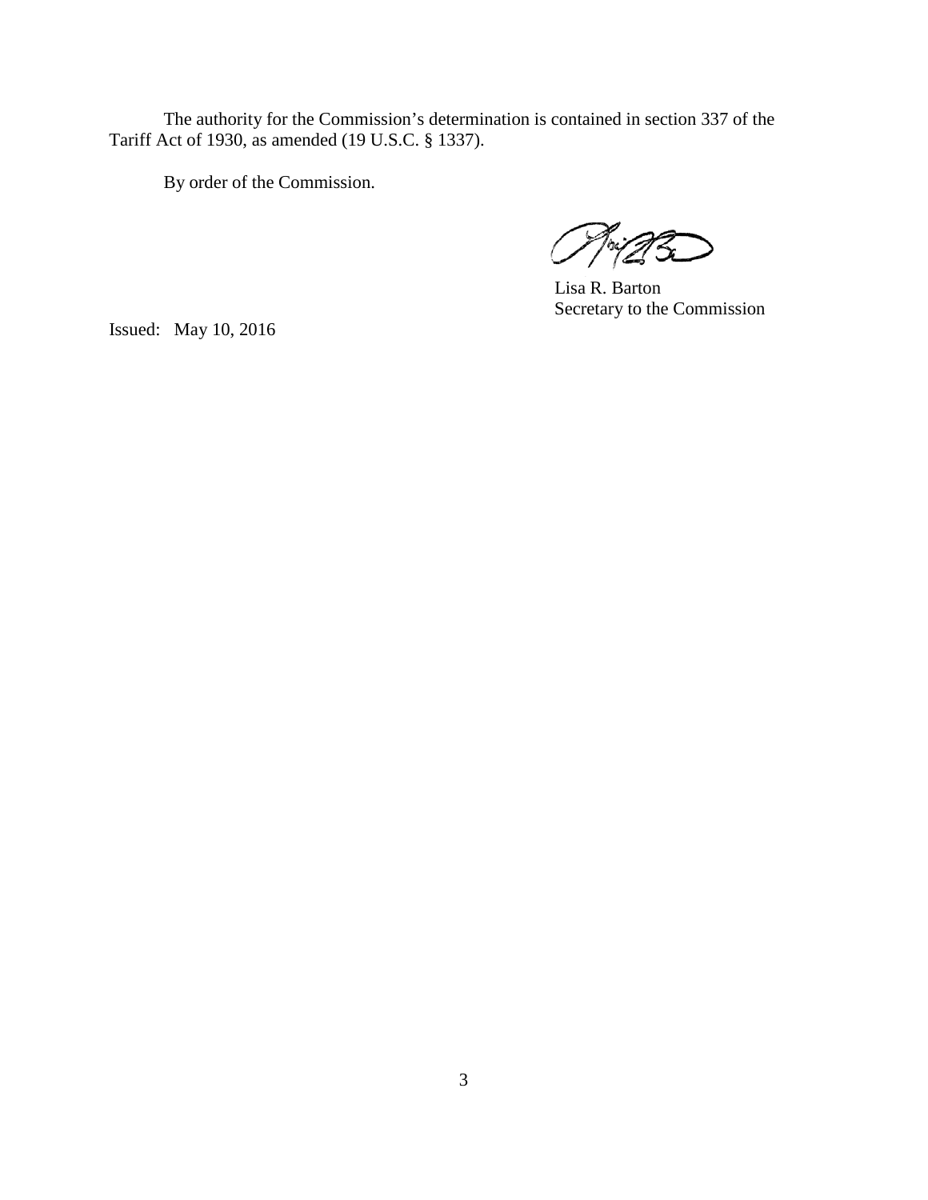The authority for the Commission's determination is contained in section 337 of the Tariff Act of 1930, as amended (19 U.S.C. § 1337).

By order of the Commission.

Lisa R. Barton
Secretary to the Commission

Issued: May 10, 2016